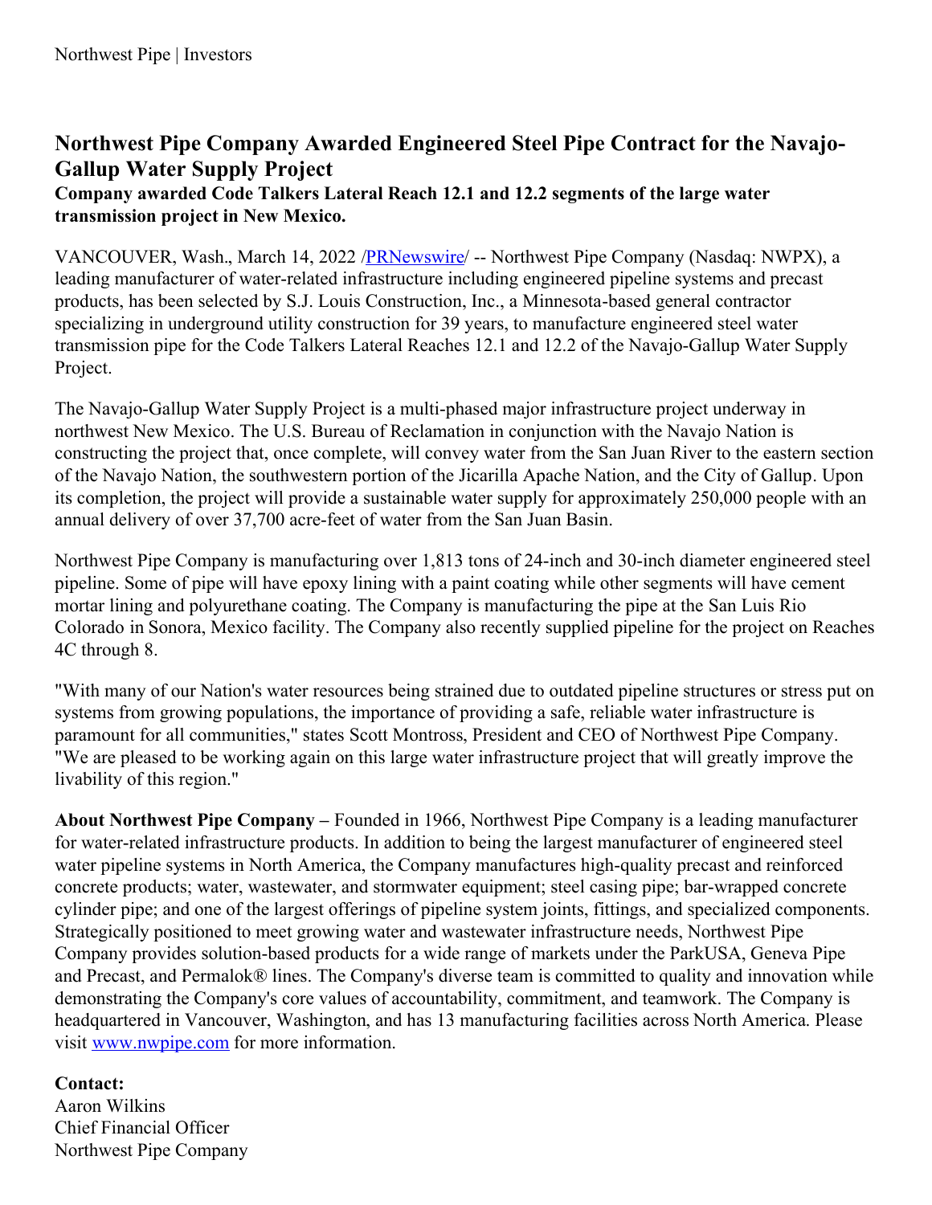# Northwest Pipe Company Awarded Engineered Steel Pipe Contract for the Navajo-Gallup Water Supply Project

**Company awarded Code Talkers Lateral Reach 12.1 and 12.2 segments of the large water transmission project in New Mexico.**

VANCOUVER, Wash., March 14, 2022 /[PRNewswire](http://www.prnewswire.com/)/ -- Northwest Pipe Company (Nasdaq: NWPX), a leading manufacturer of water-related infrastructure including engineered pipeline systems and precast products, has been selected by S.J. Louis Construction, Inc., a Minnesota-based general contractor specializing in underground utility construction for 39 years, to manufacture engineered steel water transmission pipe for the Code Talkers Lateral Reaches 12.1 and 12.2 of the Navajo-Gallup Water Supply Project.

The Navajo-Gallup Water Supply Project is a multi-phased major infrastructure project underway in northwest New Mexico. The U.S. Bureau of Reclamation in conjunction with the Navajo Nation is constructing the project that, once complete, will convey water from the San Juan River to the eastern section of the Navajo Nation, the southwestern portion of the Jicarilla Apache Nation, and the City of Gallup. Upon its completion, the project will provide a sustainable water supply for approximately 250,000 people with an annual delivery of over 37,700 acre-feet of water from the San Juan Basin.

Northwest Pipe Company is manufacturing over 1,813 tons of 24-inch and 30-inch diameter engineered steel pipeline. Some of pipe will have epoxy lining with a paint coating while other segments will have cement mortar lining and polyurethane coating. The Company is manufacturing the pipe at the San Luis Rio Colorado in Sonora, Mexico facility. The Company also recently supplied pipeline for the project on Reaches 4C through 8.

"With many of our Nation's water resources being strained due to outdated pipeline structures or stress put on systems from growing populations, the importance of providing a safe, reliable water infrastructure is paramount for all communities," states Scott Montross, President and CEO of Northwest Pipe Company. "We are pleased to be working again on this large water infrastructure project that will greatly improve the livability of this region."

**About Northwest Pipe Company –** Founded in 1966, Northwest Pipe Company is a leading manufacturer for water-related infrastructure products. In addition to being the largest manufacturer of engineered steel water pipeline systems in North America, the Company manufactures high-quality precast and reinforced concrete products; water, wastewater, and stormwater equipment; steel casing pipe; bar-wrapped concrete cylinder pipe; and one of the largest offerings of pipeline system joints, fittings, and specialized components. Strategically positioned to meet growing water and wastewater infrastructure needs, Northwest Pipe Company provides solution-based products for a wide range of markets under the ParkUSA, Geneva Pipe and Precast, and Permalok® lines. The Company's diverse team is committed to quality and innovation while demonstrating the Company's core values of accountability, commitment, and teamwork. The Company is headquartered in Vancouver, Washington, and has 13 manufacturing facilities across North America. Please visit [www.nwpipe.com](http://www.nwpipe.com) for more information.

**Contact:**
Aaron Wilkins
Chief Financial Officer
Northwest Pipe Company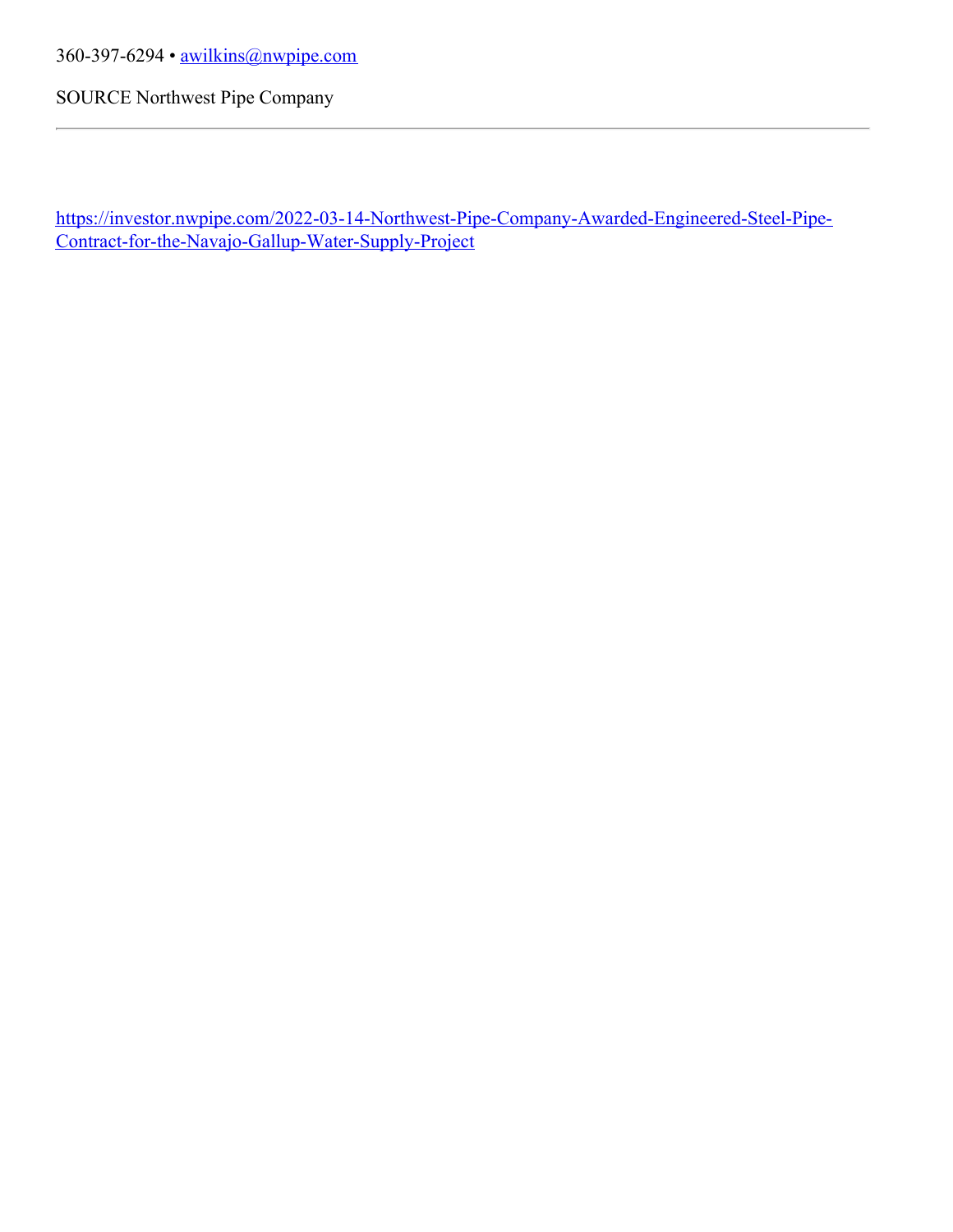360-397-6294 • awilkins@nwpipe.com

SOURCE Northwest Pipe Company

---

https://investor.nwpipe.com/2022-03-14-Northwest-Pipe-Company-Awarded-Engineered-Steel-Pipe-Contract-for-the-Navajo-Gallup-Water-Supply-Project